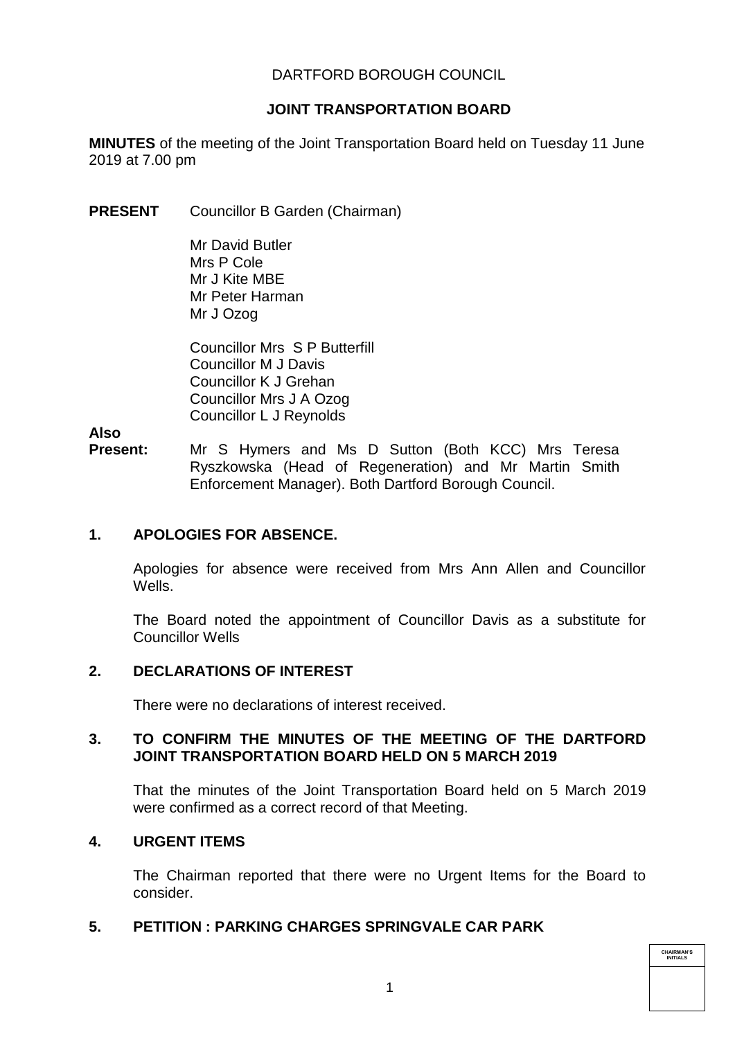DARTFORD BOROUGH COUNCIL

**JOINT TRANSPORTATION BOARD**

**MINUTES** of the meeting of the Joint Transportation Board held on Tuesday 11 June 2019 at 7.00 pm

**PRESENT** Councillor B Garden (Chairman)

Mr David Butler
Mrs P Cole
Mr J Kite MBE
Mr Peter Harman
Mr J Ozog

Councillor Mrs S P Butterfill
Councillor M J Davis
Councillor K J Grehan
Councillor Mrs J A Ozog
Councillor L J Reynolds

**Also Present:** Mr S Hymers and Ms D Sutton (Both KCC) Mrs Teresa Ryszkowska (Head of Regeneration) and Mr Martin Smith Enforcement Manager). Both Dartford Borough Council.

## 1. APOLOGIES FOR ABSENCE.

Apologies for absence were received from Mrs Ann Allen and Councillor Wells.

The Board noted the appointment of Councillor Davis as a substitute for Councillor Wells

## 2. DECLARATIONS OF INTEREST

There were no declarations of interest received.

## 3. TO CONFIRM THE MINUTES OF THE MEETING OF THE DARTFORD JOINT TRANSPORTATION BOARD HELD ON 5 MARCH 2019

That the minutes of the Joint Transportation Board held on 5 March 2019 were confirmed as a correct record of that Meeting.

## 4. URGENT ITEMS

The Chairman reported that there were no Urgent Items for the Board to consider.

## 5. PETITION : PARKING CHARGES SPRINGVALE CAR PARK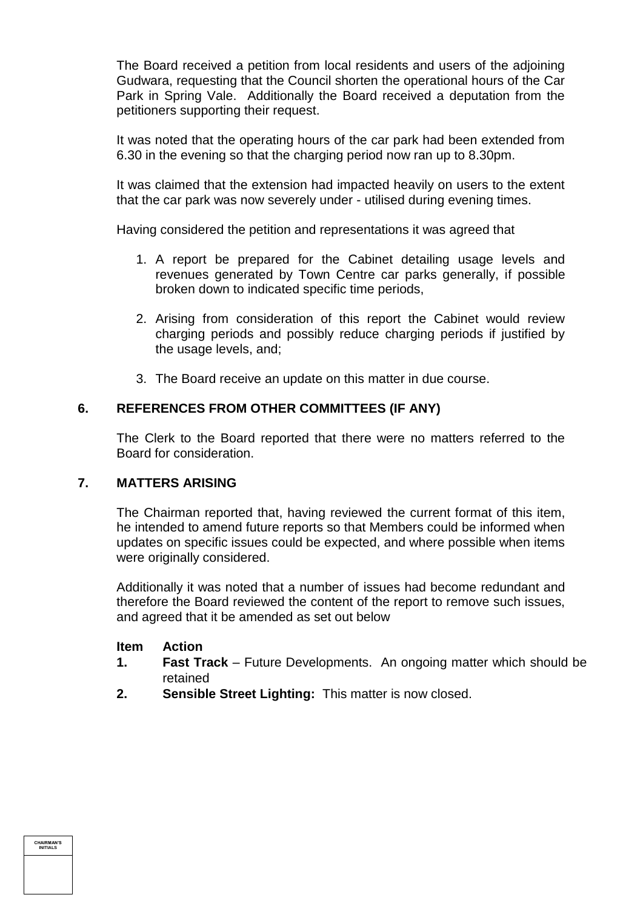The Board received a petition from local residents and users of the adjoining Gudwara, requesting that the Council shorten the operational hours of the Car Park in Spring Vale. Additionally the Board received a deputation from the petitioners supporting their request.

It was noted that the operating hours of the car park had been extended from 6.30 in the evening so that the charging period now ran up to 8.30pm.

It was claimed that the extension had impacted heavily on users to the extent that the car park was now severely under - utilised during evening times.

Having considered the petition and representations it was agreed that

1. A report be prepared for the Cabinet detailing usage levels and revenues generated by Town Centre car parks generally, if possible broken down to indicated specific time periods,

2. Arising from consideration of this report the Cabinet would review charging periods and possibly reduce charging periods if justified by the usage levels, and;

3. The Board receive an update on this matter in due course.

## 6. REFERENCES FROM OTHER COMMITTEES (IF ANY)

The Clerk to the Board reported that there were no matters referred to the Board for consideration.

## 7. MATTERS ARISING

The Chairman reported that, having reviewed the current format of this item, he intended to amend future reports so that Members could be informed when updates on specific issues could be expected, and where possible when items were originally considered.

Additionally it was noted that a number of issues had become redundant and therefore the Board reviewed the content of the report to remove such issues, and agreed that it be amended as set out below

| Item | Action |
|---|---|
| **1.** | **Fast Track** – Future Developments. An ongoing matter which should be retained |
| **2.** | **Sensible Street Lighting:** This matter is now closed. |

| CHAIRMAN'S INITIALS |
|---|
| |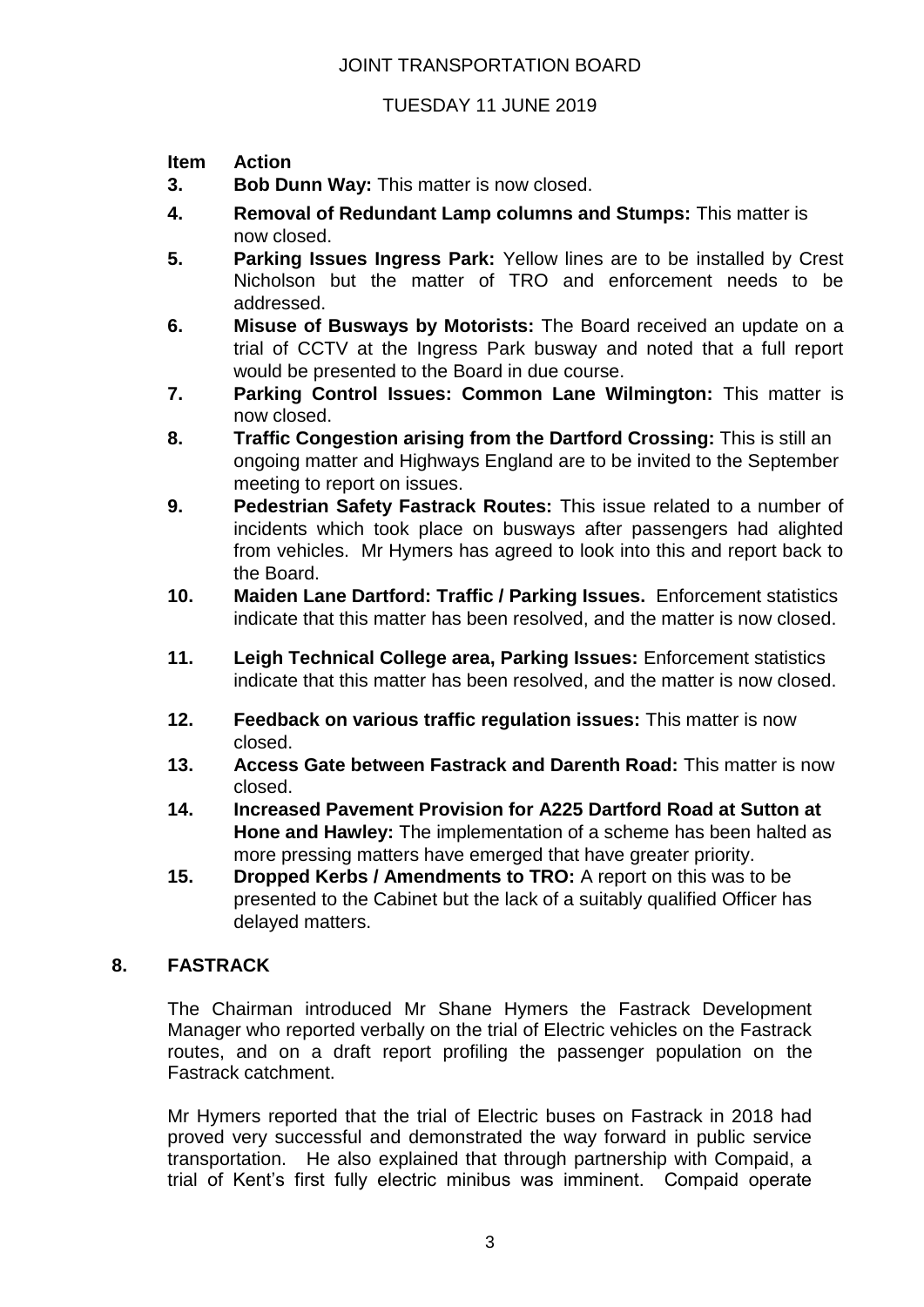| Item | Action |
|---|---|
| **3.** | **Bob Dunn Way:** This matter is now closed. |
| **4.** | **Removal of Redundant Lamp columns and Stumps:** This matter is now closed. |
| **5.** | **Parking Issues Ingress Park:** Yellow lines are to be installed by Crest Nicholson but the matter of TRO and enforcement needs to be addressed. |
| **6.** | **Misuse of Busways by Motorists:** The Board received an update on a trial of CCTV at the Ingress Park busway and noted that a full report would be presented to the Board in due course. |
| **7.** | **Parking Control Issues: Common Lane Wilmington:** This matter is now closed. |
| **8.** | **Traffic Congestion arising from the Dartford Crossing:** This is still an ongoing matter and Highways England are to be invited to the September meeting to report on issues. |
| **9.** | **Pedestrian Safety Fastrack Routes:** This issue related to a number of incidents which took place on busways after passengers had alighted from vehicles. Mr Hymers has agreed to look into this and report back to the Board. |
| **10.** | **Maiden Lane Dartford: Traffic / Parking Issues.** Enforcement statistics indicate that this matter has been resolved, and the matter is now closed. |
| **11.** | **Leigh Technical College area, Parking Issues:** Enforcement statistics indicate that this matter has been resolved, and the matter is now closed. |
| **12.** | **Feedback on various traffic regulation issues:** This matter is now closed. |
| **13.** | **Access Gate between Fastrack and Darenth Road:** This matter is now closed. |
| **14.** | **Increased Pavement Provision for A225 Dartford Road at Sutton at Hone and Hawley:** The implementation of a scheme has been halted as more pressing matters have emerged that have greater priority. |
| **15.** | **Dropped Kerbs / Amendments to TRO:** A report on this was to be presented to the Cabinet but the lack of a suitably qualified Officer has delayed matters. |

## 8. FASTRACK

The Chairman introduced Mr Shane Hymers the Fastrack Development Manager who reported verbally on the trial of Electric vehicles on the Fastrack routes, and on a draft report profiling the passenger population on the Fastrack catchment.

Mr Hymers reported that the trial of Electric buses on Fastrack in 2018 had proved very successful and demonstrated the way forward in public service transportation. He also explained that through partnership with Compaid, a trial of Kent's first fully electric minibus was imminent. Compaid operate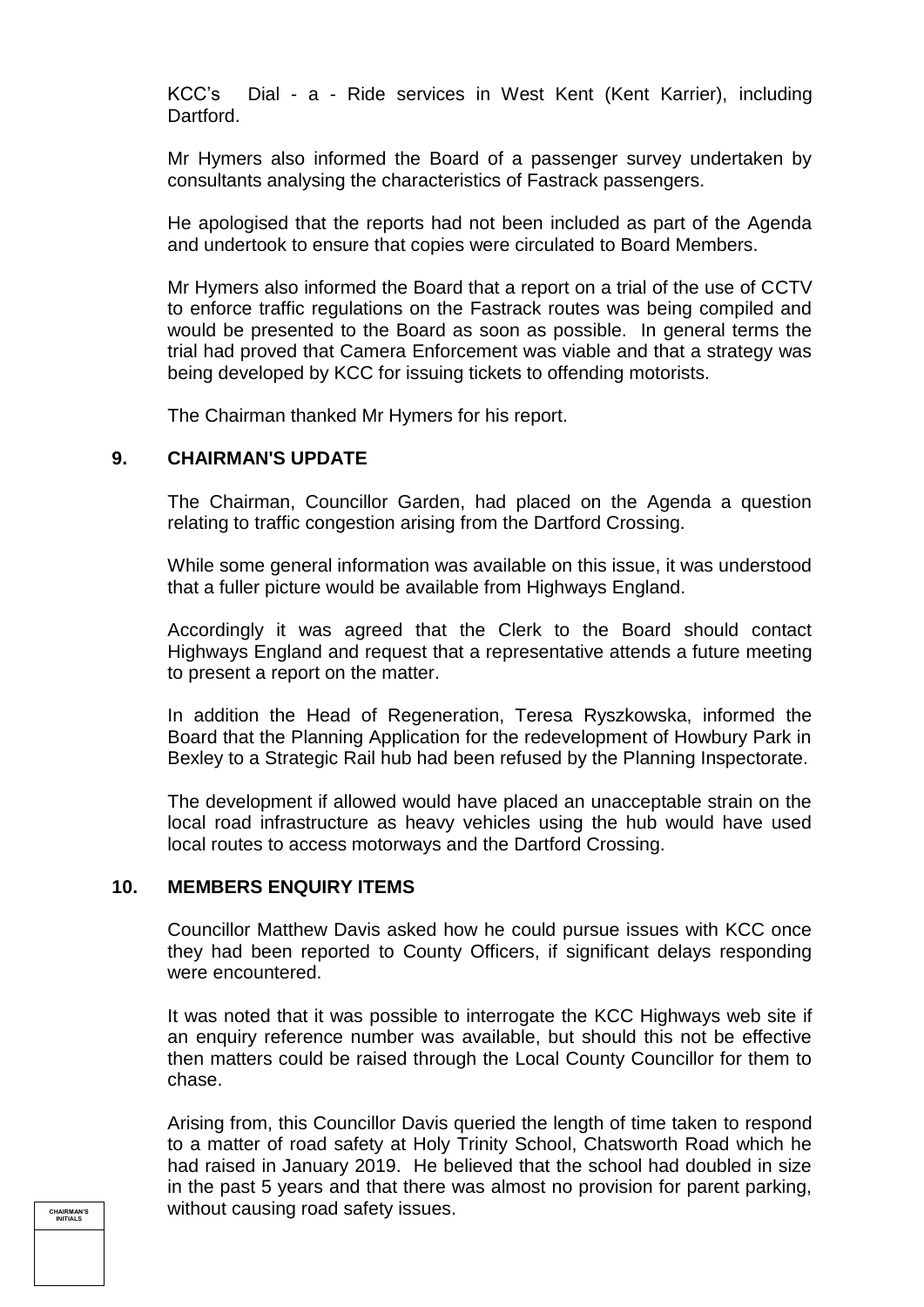KCC's Dial - a - Ride services in West Kent (Kent Karrier), including Dartford.

Mr Hymers also informed the Board of a passenger survey undertaken by consultants analysing the characteristics of Fastrack passengers.

He apologised that the reports had not been included as part of the Agenda and undertook to ensure that copies were circulated to Board Members.

Mr Hymers also informed the Board that a report on a trial of the use of CCTV to enforce traffic regulations on the Fastrack routes was being compiled and would be presented to the Board as soon as possible. In general terms the trial had proved that Camera Enforcement was viable and that a strategy was being developed by KCC for issuing tickets to offending motorists.

The Chairman thanked Mr Hymers for his report.

## 9. CHAIRMAN'S UPDATE

The Chairman, Councillor Garden, had placed on the Agenda a question relating to traffic congestion arising from the Dartford Crossing.

While some general information was available on this issue, it was understood that a fuller picture would be available from Highways England.

Accordingly it was agreed that the Clerk to the Board should contact Highways England and request that a representative attends a future meeting to present a report on the matter.

In addition the Head of Regeneration, Teresa Ryszkowska, informed the Board that the Planning Application for the redevelopment of Howbury Park in Bexley to a Strategic Rail hub had been refused by the Planning Inspectorate.

The development if allowed would have placed an unacceptable strain on the local road infrastructure as heavy vehicles using the hub would have used local routes to access motorways and the Dartford Crossing.

## 10. MEMBERS ENQUIRY ITEMS

Councillor Matthew Davis asked how he could pursue issues with KCC once they had been reported to County Officers, if significant delays responding were encountered.

It was noted that it was possible to interrogate the KCC Highways web site if an enquiry reference number was available, but should this not be effective then matters could be raised through the Local County Councillor for them to chase.

Arising from, this Councillor Davis queried the length of time taken to respond to a matter of road safety at Holy Trinity School, Chatsworth Road which he had raised in January 2019. He believed that the school had doubled in size in the past 5 years and that there was almost no provision for parent parking, without causing road safety issues.

| CHAIRMAN'S INITIALS |
| --- |
| |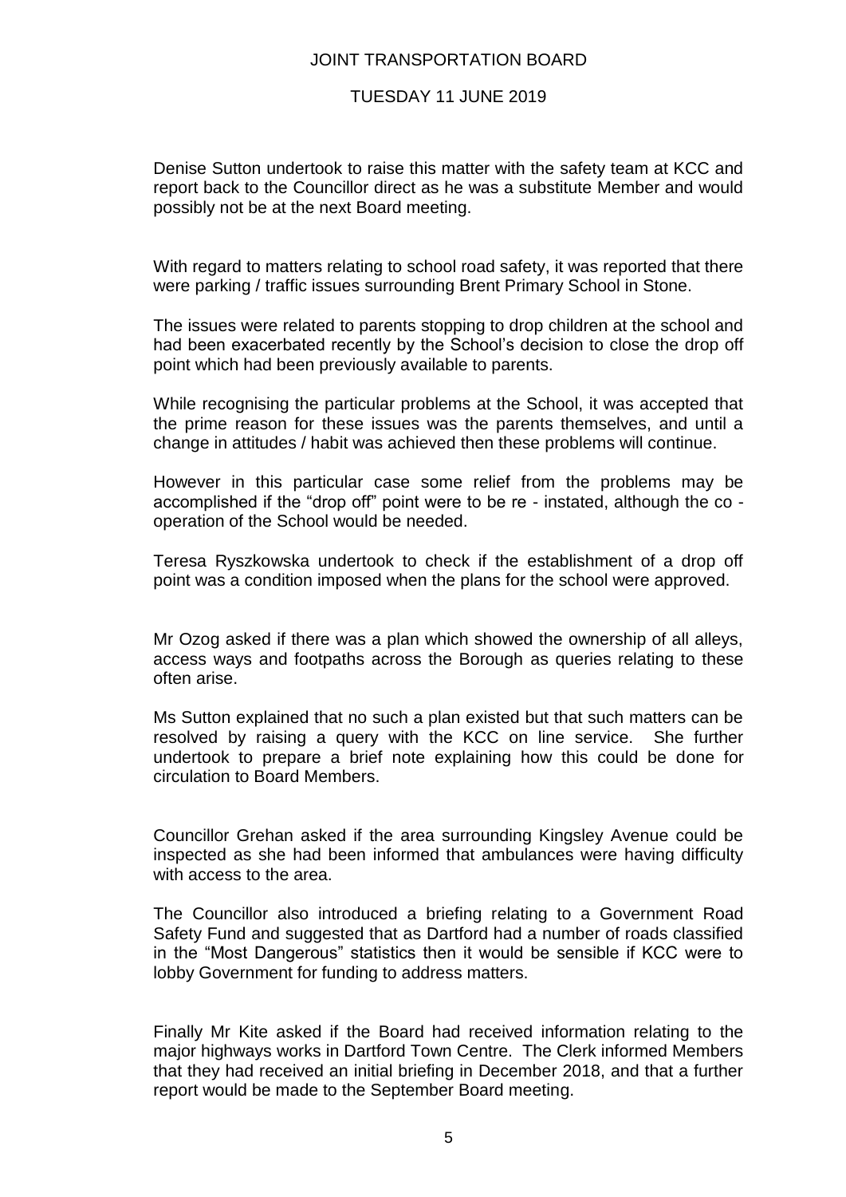Denise Sutton undertook to raise this matter with the safety team at KCC and report back to the Councillor direct as he was a substitute Member and would possibly not be at the next Board meeting.

With regard to matters relating to school road safety, it was reported that there were parking / traffic issues surrounding Brent Primary School in Stone.

The issues were related to parents stopping to drop children at the school and had been exacerbated recently by the School's decision to close the drop off point which had been previously available to parents.

While recognising the particular problems at the School, it was accepted that the prime reason for these issues was the parents themselves, and until a change in attitudes / habit was achieved then these problems will continue.

However in this particular case some relief from the problems may be accomplished if the "drop off" point were to be re - instated, although the co - operation of the School would be needed.

Teresa Ryszkowska undertook to check if the establishment of a drop off point was a condition imposed when the plans for the school were approved.

Mr Ozog asked if there was a plan which showed the ownership of all alleys, access ways and footpaths across the Borough as queries relating to these often arise.

Ms Sutton explained that no such a plan existed but that such matters can be resolved by raising a query with the KCC on line service. She further undertook to prepare a brief note explaining how this could be done for circulation to Board Members.

Councillor Grehan asked if the area surrounding Kingsley Avenue could be inspected as she had been informed that ambulances were having difficulty with access to the area.

The Councillor also introduced a briefing relating to a Government Road Safety Fund and suggested that as Dartford had a number of roads classified in the "Most Dangerous" statistics then it would be sensible if KCC were to lobby Government for funding to address matters.

Finally Mr Kite asked if the Board had received information relating to the major highways works in Dartford Town Centre. The Clerk informed Members that they had received an initial briefing in December 2018, and that a further report would be made to the September Board meeting.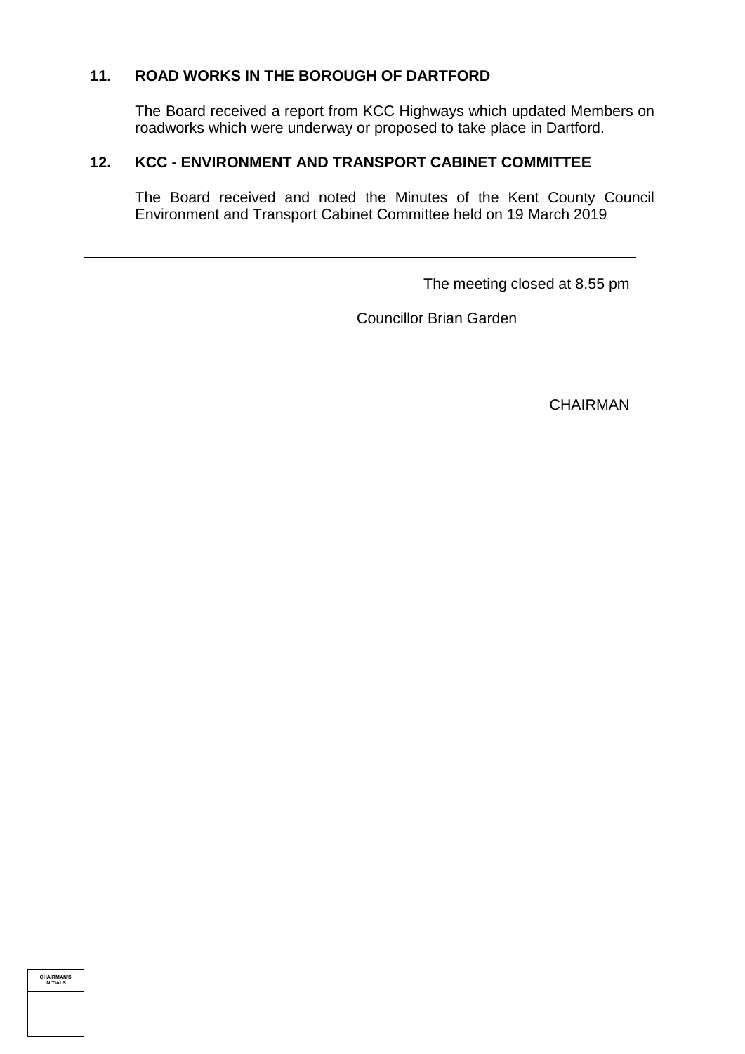## 11. ROAD WORKS IN THE BOROUGH OF DARTFORD

The Board received a report from KCC Highways which updated Members on roadworks which were underway or proposed to take place in Dartford.

## 12. KCC - ENVIRONMENT AND TRANSPORT CABINET COMMITTEE

The Board received and noted the Minutes of the Kent County Council Environment and Transport Cabinet Committee held on 19 March 2019

---

The meeting closed at 8.55 pm

Councillor Brian Garden

CHAIRMAN

CHAIRMAN'S INITIALS